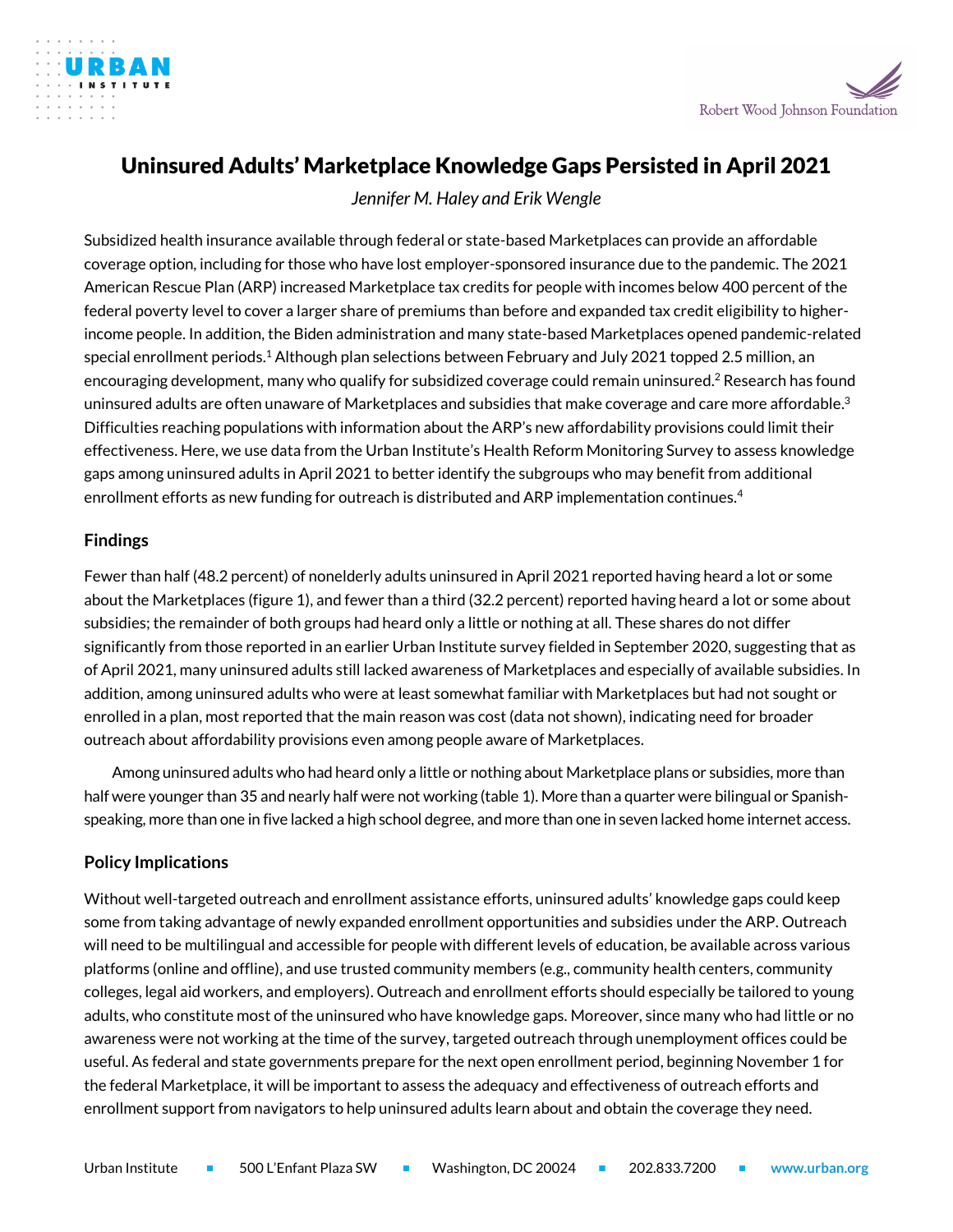# Uninsured Adults' Marketplace Knowledge Gaps Persisted in April 2021

*Jennifer M. Haley and Erik Wengle*

Subsidized health insurance available through federal or state-based Marketplaces can provide an affordable coverage option, including for those who have lost employer-sponsored insurance due to the pandemic. The 2021 American Rescue Plan (ARP) increased Marketplace tax credits for people with incomes below 400 percent of the federal poverty level to cover a larger share of premiums than before and expanded tax credit eligibility to higher-income people. In addition, the Biden administration and many state-based Marketplaces opened pandemic-related special enrollment periods.[1] Although plan selections between February and July 2021 topped 2.5 million, an encouraging development, many who qualify for subsidized coverage could remain uninsured.[2] Research has found uninsured adults are often unaware of Marketplaces and subsidies that make coverage and care more affordable.[3] Difficulties reaching populations with information about the ARP's new affordability provisions could limit their effectiveness. Here, we use data from the Urban Institute's Health Reform Monitoring Survey to assess knowledge gaps among uninsured adults in April 2021 to better identify the subgroups who may benefit from additional enrollment efforts as new funding for outreach is distributed and ARP implementation continues.[4]

## Findings

Fewer than half (48.2 percent) of nonelderly adults uninsured in April 2021 reported having heard a lot or some about the Marketplaces (figure 1), and fewer than a third (32.2 percent) reported having heard a lot or some about subsidies; the remainder of both groups had heard only a little or nothing at all. These shares do not differ significantly from those reported in an earlier Urban Institute survey fielded in September 2020, suggesting that as of April 2021, many uninsured adults still lacked awareness of Marketplaces and especially of available subsidies. In addition, among uninsured adults who were at least somewhat familiar with Marketplaces but had not sought or enrolled in a plan, most reported that the main reason was cost (data not shown), indicating need for broader outreach about affordability provisions even among people aware of Marketplaces.

Among uninsured adults who had heard only a little or nothing about Marketplace plans or subsidies, more than half were younger than 35 and nearly half were not working (table 1). More than a quarter were bilingual or Spanish-speaking, more than one in five lacked a high school degree, and more than one in seven lacked home internet access.

## Policy Implications

Without well-targeted outreach and enrollment assistance efforts, uninsured adults' knowledge gaps could keep some from taking advantage of newly expanded enrollment opportunities and subsidies under the ARP. Outreach will need to be multilingual and accessible for people with different levels of education, be available across various platforms (online and offline), and use trusted community members (e.g., community health centers, community colleges, legal aid workers, and employers). Outreach and enrollment efforts should especially be tailored to young adults, who constitute most of the uninsured who have knowledge gaps. Moreover, since many who had little or no awareness were not working at the time of the survey, targeted outreach through unemployment offices could be useful. As federal and state governments prepare for the next open enrollment period, beginning November 1 for the federal Marketplace, it will be important to assess the adequacy and effectiveness of outreach efforts and enrollment support from navigators to help uninsured adults learn about and obtain the coverage they need.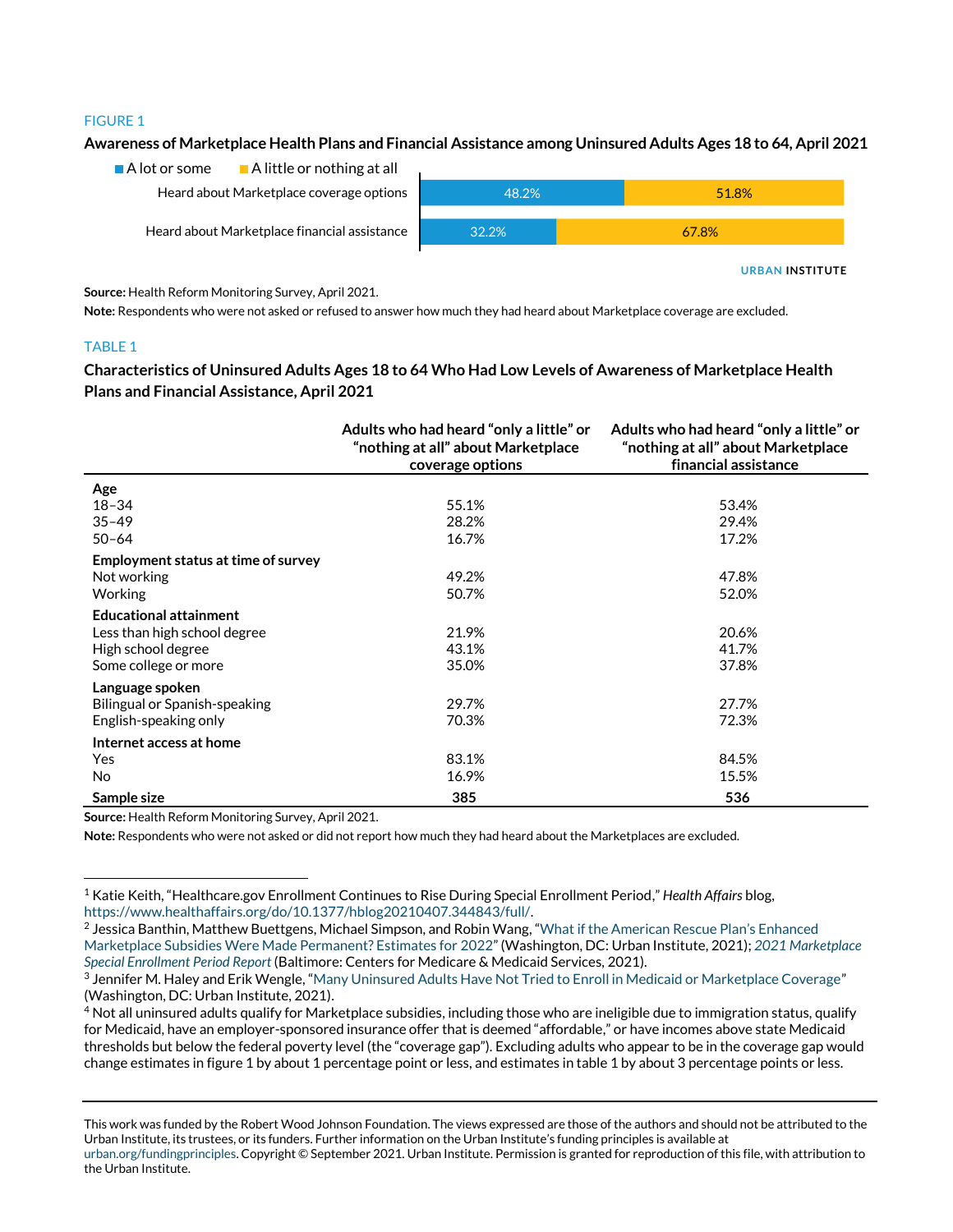FIGURE 1

**Awareness of Marketplace Health Plans and Financial Assistance among Uninsured Adults Ages 18 to 64, April 2021**

A lot or some
A little or nothing at all

Heard about Marketplace coverage options
48.2%
51.8%

Heard about Marketplace financial assistance
32.2%
67.8%

URBAN INSTITUTE

**Source:** Health Reform Monitoring Survey, April 2021.
**Note:** Respondents who were not asked or refused to answer how much they had heard about Marketplace coverage are excluded.

TABLE 1

**Characteristics of Uninsured Adults Ages 18 to 64 Who Had Low Levels of Awareness of Marketplace Health Plans and Financial Assistance, April 2021**

| | Adults who had heard "only a little" or "nothing at all" about Marketplace coverage options | Adults who had heard "only a little" or "nothing at all" about Marketplace financial assistance |
|---|---|---|
| **Age** | | |
| 18–34 | 55.1% | 53.4% |
| 35–49 | 28.2% | 29.4% |
| 50–64 | 16.7% | 17.2% |
| **Employment status at time of survey** | | |
| Not working | 49.2% | 47.8% |
| Working | 50.7% | 52.0% |
| **Educational attainment** | | |
| Less than high school degree | 21.9% | 20.6% |
| High school degree | 43.1% | 41.7% |
| Some college or more | 35.0% | 37.8% |
| **Language spoken** | | |
| Bilingual or Spanish-speaking | 29.7% | 27.7% |
| English-speaking only | 70.3% | 72.3% |
| **Internet access at home** | | |
| Yes | 83.1% | 84.5% |
| No | 16.9% | 15.5% |
| **Sample size** | **385** | **536** |

**Source:** Health Reform Monitoring Survey, April 2021.

**Note:** Respondents who were not asked or did not report how much they had heard about the Marketplaces are excluded.

---

[1] Katie Keith, "Healthcare.gov Enrollment Continues to Rise During Special Enrollment Period," *Health Affairs* blog, https://www.healthaffairs.org/do/10.1377/hblog20210407.344843/full/.

[2] Jessica Banthin, Matthew Buettgens, Michael Simpson, and Robin Wang, "What if the American Rescue Plan's Enhanced Marketplace Subsidies Were Made Permanent? Estimates for 2022" (Washington, DC: Urban Institute, 2021); *2021 Marketplace Special Enrollment Period Report* (Baltimore: Centers for Medicare & Medicaid Services, 2021).

[3] Jennifer M. Haley and Erik Wengle, "Many Uninsured Adults Have Not Tried to Enroll in Medicaid or Marketplace Coverage" (Washington, DC: Urban Institute, 2021).

[4] Not all uninsured adults qualify for Marketplace subsidies, including those who are ineligible due to immigration status, qualify for Medicaid, have an employer-sponsored insurance offer that is deemed "affordable," or have incomes above state Medicaid thresholds but below the federal poverty level (the "coverage gap"). Excluding adults who appear to be in the coverage gap would change estimates in figure 1 by about 1 percentage point or less, and estimates in table 1 by about 3 percentage points or less.

---

This work was funded by the Robert Wood Johnson Foundation. The views expressed are those of the authors and should not be attributed to the Urban Institute, its trustees, or its funders. Further information on the Urban Institute's funding principles is available at urban.org/fundingprinciples. Copyright © September 2021. Urban Institute. Permission is granted for reproduction of this file, with attribution to the Urban Institute.